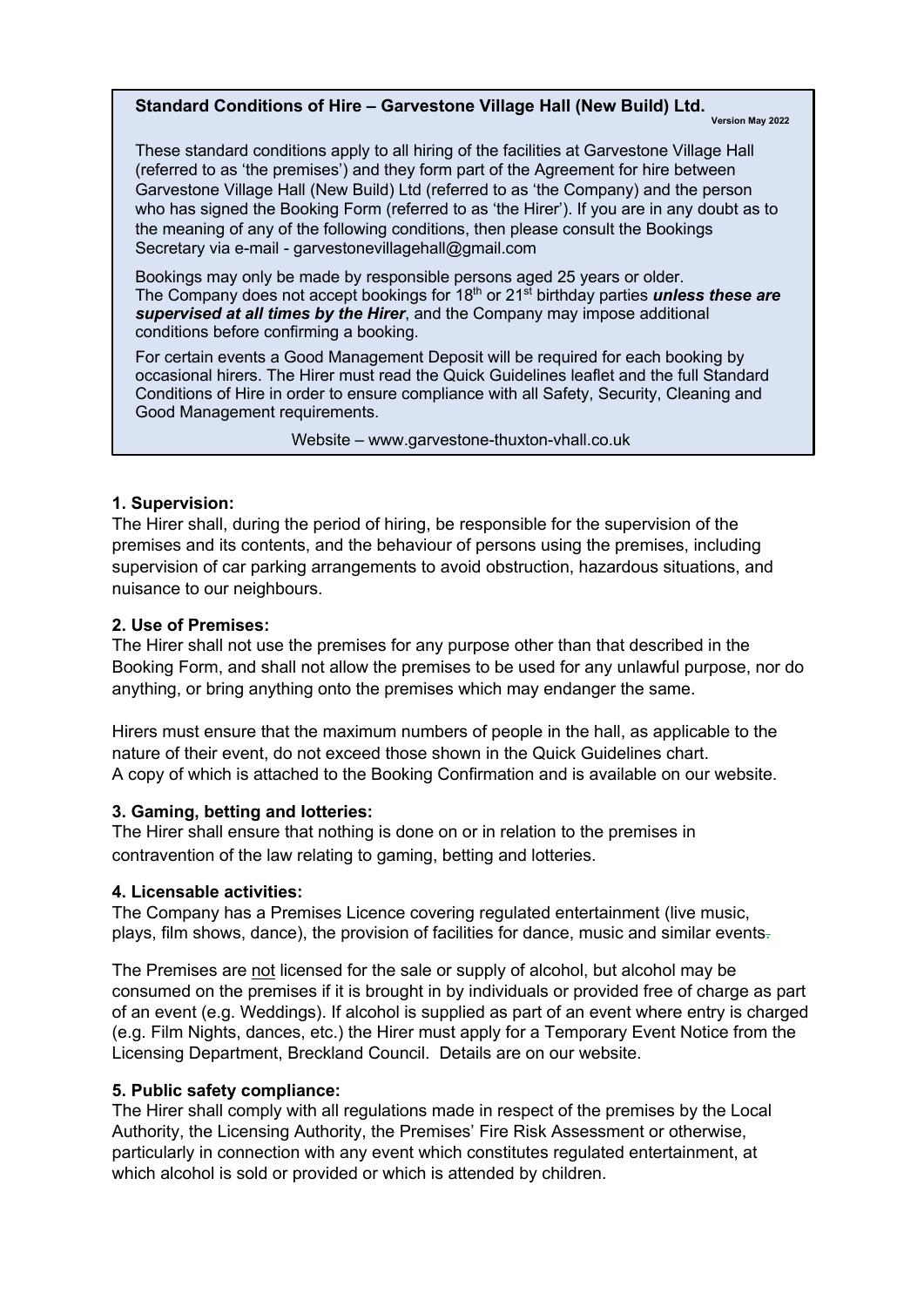**Standard Conditions of Hire – Garvestone Village Hall (New Build) Ltd.**

**Version May 2022**

These standard conditions apply to all hiring of the facilities at Garvestone Village Hall (referred to as 'the premises') and they form part of the Agreement for hire between Garvestone Village Hall (New Build) Ltd (referred to as 'the Company) and the person who has signed the Booking Form (referred to as 'the Hirer'). If you are in any doubt as to the meaning of any of the following conditions, then please consult the Bookings Secretary via e-mail - garvestonevillagehall@gmail.com

Bookings may only be made by responsible persons aged 25 years or older.
The Company does not accept bookings for 18th or 21st birthday parties ***unless these are supervised at all times by the Hirer***, and the Company may impose additional conditions before confirming a booking.

For certain events a Good Management Deposit will be required for each booking by occasional hirers. The Hirer must read the Quick Guidelines leaflet and the full Standard Conditions of Hire in order to ensure compliance with all Safety, Security, Cleaning and Good Management requirements.

Website – www.garvestone-thuxton-vhall.co.uk

### 1. Supervision:

The Hirer shall, during the period of hiring, be responsible for the supervision of the premises and its contents, and the behaviour of persons using the premises, including supervision of car parking arrangements to avoid obstruction, hazardous situations, and nuisance to our neighbours.

### 2. Use of Premises:

The Hirer shall not use the premises for any purpose other than that described in the Booking Form, and shall not allow the premises to be used for any unlawful purpose, nor do anything, or bring anything onto the premises which may endanger the same.

Hirers must ensure that the maximum numbers of people in the hall, as applicable to the nature of their event, do not exceed those shown in the Quick Guidelines chart.
A copy of which is attached to the Booking Confirmation and is available on our website.

### 3. Gaming, betting and lotteries:

The Hirer shall ensure that nothing is done on or in relation to the premises in contravention of the law relating to gaming, betting and lotteries.

### 4. Licensable activities:

The Company has a Premises Licence covering regulated entertainment (live music, plays, film shows, dance), the provision of facilities for dance, music and similar events.

The Premises are <u>not</u> licensed for the sale or supply of alcohol, but alcohol may be consumed on the premises if it is brought in by individuals or provided free of charge as part of an event (e.g. Weddings). If alcohol is supplied as part of an event where entry is charged (e.g. Film Nights, dances, etc.) the Hirer must apply for a Temporary Event Notice from the Licensing Department, Breckland Council. Details are on our website.

### 5. Public safety compliance:

The Hirer shall comply with all regulations made in respect of the premises by the Local Authority, the Licensing Authority, the Premises' Fire Risk Assessment or otherwise, particularly in connection with any event which constitutes regulated entertainment, at which alcohol is sold or provided or which is attended by children.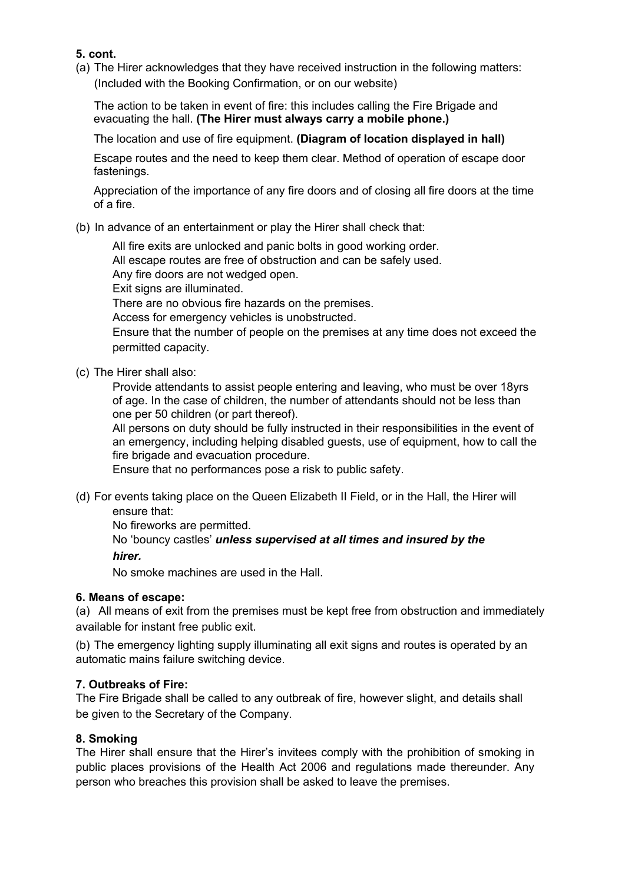**5. cont.**

(a) The Hirer acknowledges that they have received instruction in the following matters: (Included with the Booking Confirmation, or on our website)

The action to be taken in event of fire: this includes calling the Fire Brigade and evacuating the hall. **(The Hirer must always carry a mobile phone.)**

The location and use of fire equipment. **(Diagram of location displayed in hall)**

Escape routes and the need to keep them clear. Method of operation of escape door fastenings.

Appreciation of the importance of any fire doors and of closing all fire doors at the time of a fire.

(b) In advance of an entertainment or play the Hirer shall check that:

All fire exits are unlocked and panic bolts in good working order.
All escape routes are free of obstruction and can be safely used.
Any fire doors are not wedged open.
Exit signs are illuminated.
There are no obvious fire hazards on the premises.
Access for emergency vehicles is unobstructed.
Ensure that the number of people on the premises at any time does not exceed the permitted capacity.

(c) The Hirer shall also:

Provide attendants to assist people entering and leaving, who must be over 18yrs of age. In the case of children, the number of attendants should not be less than one per 50 children (or part thereof).
All persons on duty should be fully instructed in their responsibilities in the event of an emergency, including helping disabled guests, use of equipment, how to call the fire brigade and evacuation procedure.
Ensure that no performances pose a risk to public safety.

(d) For events taking place on the Queen Elizabeth II Field, or in the Hall, the Hirer will ensure that:

No fireworks are permitted.
No 'bouncy castles' ***unless supervised at all times and insured by the hirer.***
No smoke machines are used in the Hall.

**6. Means of escape:**

(a) All means of exit from the premises must be kept free from obstruction and immediately available for instant free public exit.

(b) The emergency lighting supply illuminating all exit signs and routes is operated by an automatic mains failure switching device.

**7. Outbreaks of Fire:**

The Fire Brigade shall be called to any outbreak of fire, however slight, and details shall be given to the Secretary of the Company.

**8. Smoking**

The Hirer shall ensure that the Hirer's invitees comply with the prohibition of smoking in public places provisions of the Health Act 2006 and regulations made thereunder. Any person who breaches this provision shall be asked to leave the premises.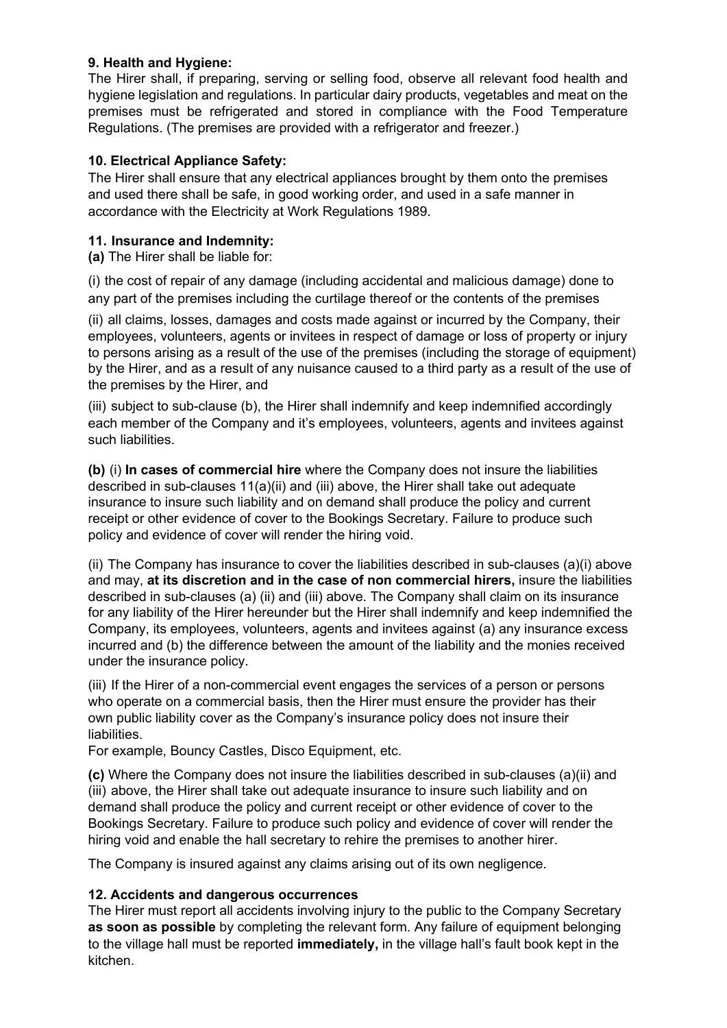**9. Health and Hygiene:**

The Hirer shall, if preparing, serving or selling food, observe all relevant food health and hygiene legislation and regulations. In particular dairy products, vegetables and meat on the premises must be refrigerated and stored in compliance with the Food Temperature Regulations. (The premises are provided with a refrigerator and freezer.)

**10. Electrical Appliance Safety:**

The Hirer shall ensure that any electrical appliances brought by them onto the premises and used there shall be safe, in good working order, and used in a safe manner in accordance with the Electricity at Work Regulations 1989.

**11. Insurance and Indemnity:**

**(a)** The Hirer shall be liable for:

(i) the cost of repair of any damage (including accidental and malicious damage) done to any part of the premises including the curtilage thereof or the contents of the premises

(ii) all claims, losses, damages and costs made against or incurred by the Company, their employees, volunteers, agents or invitees in respect of damage or loss of property or injury to persons arising as a result of the use of the premises (including the storage of equipment) by the Hirer, and as a result of any nuisance caused to a third party as a result of the use of the premises by the Hirer, and

(iii) subject to sub-clause (b), the Hirer shall indemnify and keep indemnified accordingly each member of the Company and it's employees, volunteers, agents and invitees against such liabilities.

**(b)** (i) **In cases of commercial hire** where the Company does not insure the liabilities described in sub-clauses 11(a)(ii) and (iii) above, the Hirer shall take out adequate insurance to insure such liability and on demand shall produce the policy and current receipt or other evidence of cover to the Bookings Secretary. Failure to produce such policy and evidence of cover will render the hiring void.

(ii) The Company has insurance to cover the liabilities described in sub-clauses (a)(i) above and may, **at its discretion and in the case of non commercial hirers,** insure the liabilities described in sub-clauses (a) (ii) and (iii) above. The Company shall claim on its insurance for any liability of the Hirer hereunder but the Hirer shall indemnify and keep indemnified the Company, its employees, volunteers, agents and invitees against (a) any insurance excess incurred and (b) the difference between the amount of the liability and the monies received under the insurance policy.

(iii) If the Hirer of a non-commercial event engages the services of a person or persons who operate on a commercial basis, then the Hirer must ensure the provider has their own public liability cover as the Company's insurance policy does not insure their liabilities.
For example, Bouncy Castles, Disco Equipment, etc.

**(c)** Where the Company does not insure the liabilities described in sub-clauses (a)(ii) and (iii) above, the Hirer shall take out adequate insurance to insure such liability and on demand shall produce the policy and current receipt or other evidence of cover to the Bookings Secretary. Failure to produce such policy and evidence of cover will render the hiring void and enable the hall secretary to rehire the premises to another hirer.

The Company is insured against any claims arising out of its own negligence.

**12. Accidents and dangerous occurrences**

The Hirer must report all accidents involving injury to the public to the Company Secretary **as soon as possible** by completing the relevant form. Any failure of equipment belonging to the village hall must be reported **immediately,** in the village hall's fault book kept in the kitchen.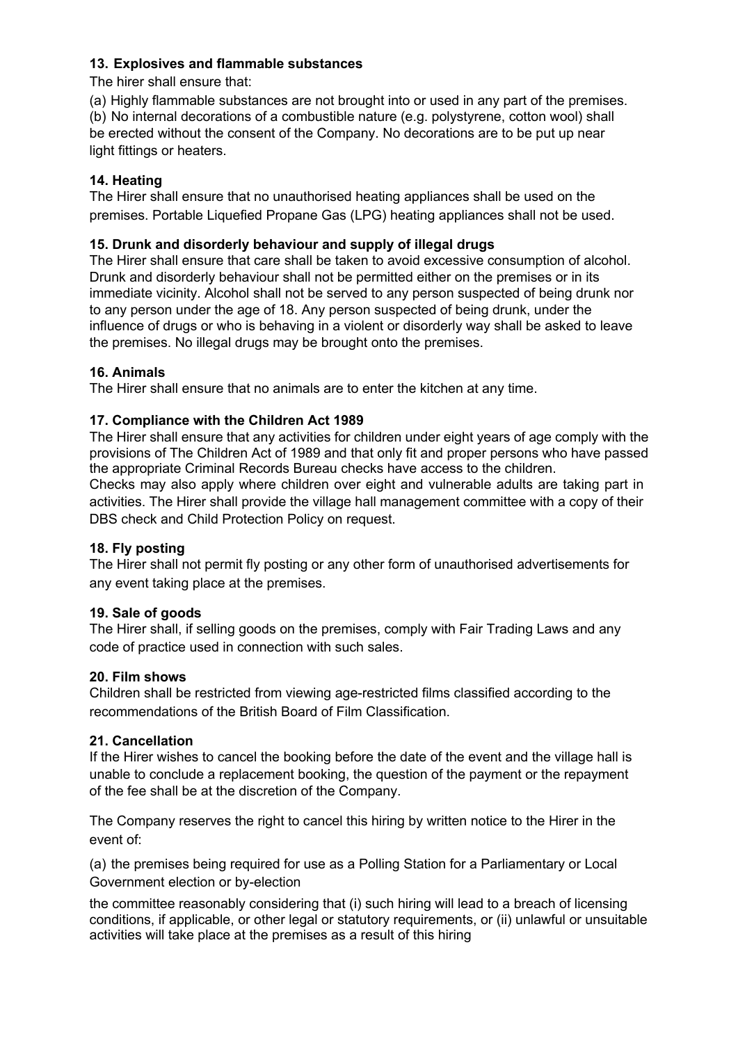### 13. Explosives and flammable substances

The hirer shall ensure that:

(a) Highly flammable substances are not brought into or used in any part of the premises.
(b) No internal decorations of a combustible nature (e.g. polystyrene, cotton wool) shall be erected without the consent of the Company. No decorations are to be put up near light fittings or heaters.

### 14. Heating

The Hirer shall ensure that no unauthorised heating appliances shall be used on the premises. Portable Liquefied Propane Gas (LPG) heating appliances shall not be used.

### 15. Drunk and disorderly behaviour and supply of illegal drugs

The Hirer shall ensure that care shall be taken to avoid excessive consumption of alcohol. Drunk and disorderly behaviour shall not be permitted either on the premises or in its immediate vicinity. Alcohol shall not be served to any person suspected of being drunk nor to any person under the age of 18. Any person suspected of being drunk, under the influence of drugs or who is behaving in a violent or disorderly way shall be asked to leave the premises. No illegal drugs may be brought onto the premises.

### 16. Animals

The Hirer shall ensure that no animals are to enter the kitchen at any time.

### 17. Compliance with the Children Act 1989

The Hirer shall ensure that any activities for children under eight years of age comply with the provisions of The Children Act of 1989 and that only fit and proper persons who have passed the appropriate Criminal Records Bureau checks have access to the children.
Checks may also apply where children over eight and vulnerable adults are taking part in activities. The Hirer shall provide the village hall management committee with a copy of their DBS check and Child Protection Policy on request.

### 18. Fly posting

The Hirer shall not permit fly posting or any other form of unauthorised advertisements for any event taking place at the premises.

### 19. Sale of goods

The Hirer shall, if selling goods on the premises, comply with Fair Trading Laws and any code of practice used in connection with such sales.

### 20. Film shows

Children shall be restricted from viewing age-restricted films classified according to the recommendations of the British Board of Film Classification.

### 21. Cancellation

If the Hirer wishes to cancel the booking before the date of the event and the village hall is unable to conclude a replacement booking, the question of the payment or the repayment of the fee shall be at the discretion of the Company.

The Company reserves the right to cancel this hiring by written notice to the Hirer in the event of:

(a) the premises being required for use as a Polling Station for a Parliamentary or Local Government election or by-election

the committee reasonably considering that (i) such hiring will lead to a breach of licensing conditions, if applicable, or other legal or statutory requirements, or (ii) unlawful or unsuitable activities will take place at the premises as a result of this hiring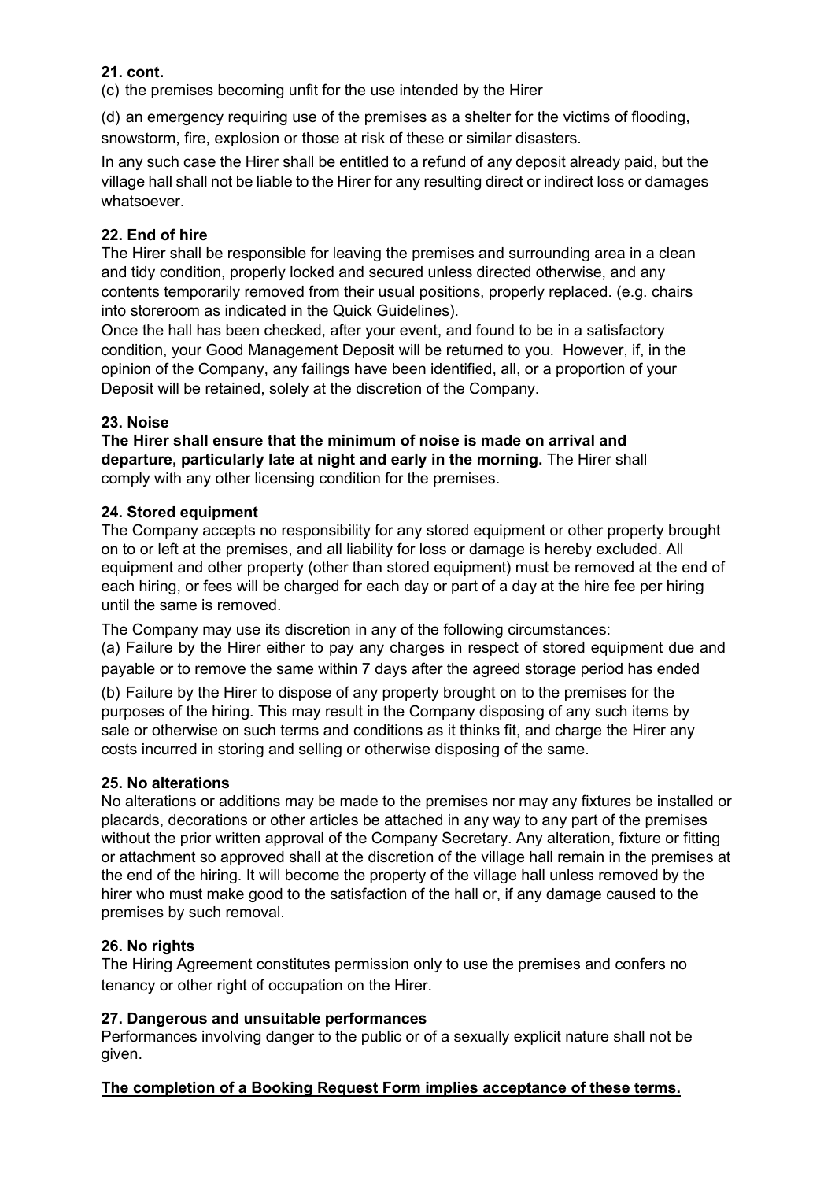**21. cont.**

(c) the premises becoming unfit for the use intended by the Hirer

(d) an emergency requiring use of the premises as a shelter for the victims of flooding, snowstorm, fire, explosion or those at risk of these or similar disasters.

In any such case the Hirer shall be entitled to a refund of any deposit already paid, but the village hall shall not be liable to the Hirer for any resulting direct or indirect loss or damages whatsoever.

**22. End of hire**

The Hirer shall be responsible for leaving the premises and surrounding area in a clean and tidy condition, properly locked and secured unless directed otherwise, and any contents temporarily removed from their usual positions, properly replaced. (e.g. chairs into storeroom as indicated in the Quick Guidelines).

Once the hall has been checked, after your event, and found to be in a satisfactory condition, your Good Management Deposit will be returned to you. However, if, in the opinion of the Company, any failings have been identified, all, or a proportion of your Deposit will be retained, solely at the discretion of the Company.

**23. Noise**

**The Hirer shall ensure that the minimum of noise is made on arrival and departure, particularly late at night and early in the morning.** The Hirer shall comply with any other licensing condition for the premises.

**24. Stored equipment**

The Company accepts no responsibility for any stored equipment or other property brought on to or left at the premises, and all liability for loss or damage is hereby excluded. All equipment and other property (other than stored equipment) must be removed at the end of each hiring, or fees will be charged for each day or part of a day at the hire fee per hiring until the same is removed.

The Company may use its discretion in any of the following circumstances:

(a) Failure by the Hirer either to pay any charges in respect of stored equipment due and payable or to remove the same within 7 days after the agreed storage period has ended

(b) Failure by the Hirer to dispose of any property brought on to the premises for the purposes of the hiring. This may result in the Company disposing of any such items by sale or otherwise on such terms and conditions as it thinks fit, and charge the Hirer any costs incurred in storing and selling or otherwise disposing of the same.

**25. No alterations**

No alterations or additions may be made to the premises nor may any fixtures be installed or placards, decorations or other articles be attached in any way to any part of the premises without the prior written approval of the Company Secretary. Any alteration, fixture or fitting or attachment so approved shall at the discretion of the village hall remain in the premises at the end of the hiring. It will become the property of the village hall unless removed by the hirer who must make good to the satisfaction of the hall or, if any damage caused to the premises by such removal.

**26. No rights**

The Hiring Agreement constitutes permission only to use the premises and confers no tenancy or other right of occupation on the Hirer.

**27. Dangerous and unsuitable performances**

Performances involving danger to the public or of a sexually explicit nature shall not be given.

**<u>The completion of a Booking Request Form implies acceptance of these terms.</u>**